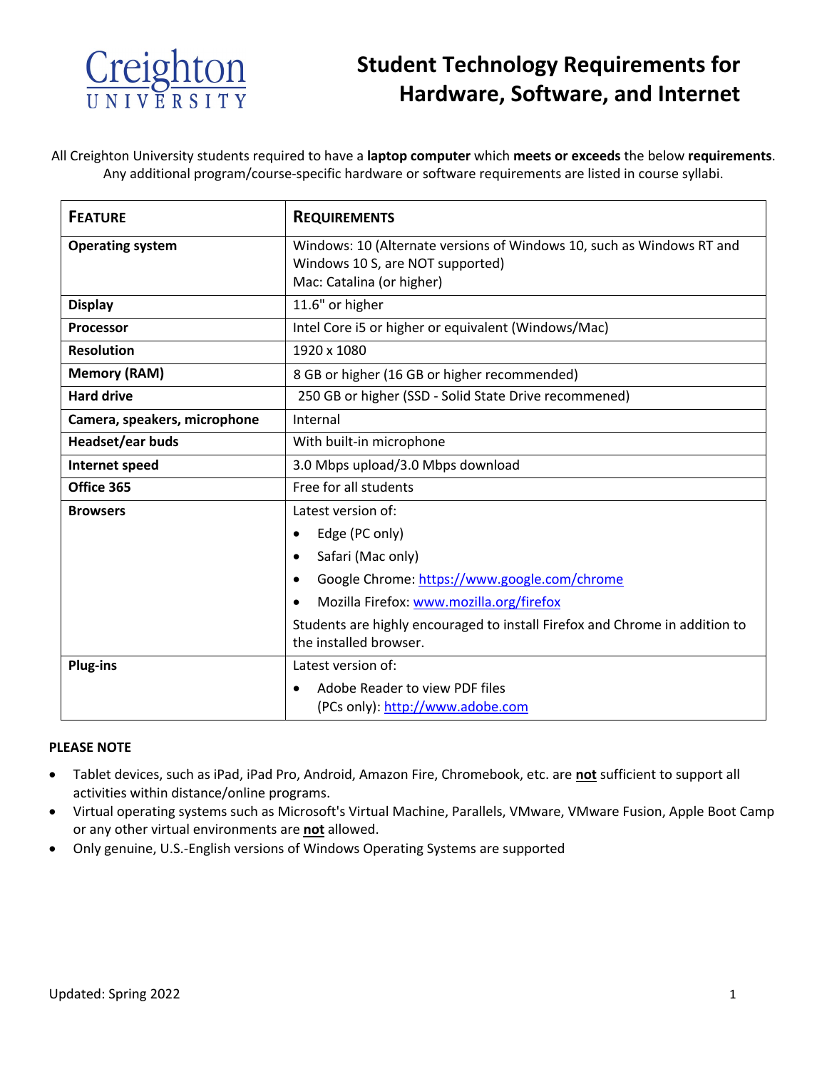# Student Technology Requirements for Hardware, Software, and Internet

Creighton University

All Creighton University students required to have a **laptop computer** which **meets or exceeds** the below **requirements**. Any additional program/course-specific hardware or software requirements are listed in course syllabi.

| **Feature** | **Requirements** |
|---|---|
| **Operating system** | Windows: 10 (Alternate versions of Windows 10, such as Windows RT and Windows 10 S, are NOT supported)<br>Mac: Catalina (or higher) |
| **Display** | 11.6" or higher |
| **Processor** | Intel Core i5 or higher or equivalent (Windows/Mac) |
| **Resolution** | 1920 x 1080 |
| **Memory (RAM)** | 8 GB or higher (16 GB or higher recommended) |
| **Hard drive** | 250 GB or higher (SSD - Solid State Drive recommened) |
| **Camera, speakers, microphone** | Internal |
| **Headset/ear buds** | With built-in microphone |
| **Internet speed** | 3.0 Mbps upload/3.0 Mbps download |
| **Office 365** | Free for all students |
| **Browsers** | Latest version of:<br>• Edge (PC only)<br>• Safari (Mac only)<br>• Google Chrome: https://www.google.com/chrome<br>• Mozilla Firefox: www.mozilla.org/firefox<br>Students are highly encouraged to install Firefox and Chrome in addition to the installed browser. |
| **Plug-ins** | Latest version of:<br>• Adobe Reader to view PDF files (PCs only): http://www.adobe.com |

**PLEASE NOTE**

- Tablet devices, such as iPad, iPad Pro, Android, Amazon Fire, Chromebook, etc. are **not** sufficient to support all activities within distance/online programs.
- Virtual operating systems such as Microsoft's Virtual Machine, Parallels, VMware, VMware Fusion, Apple Boot Camp or any other virtual environments are **not** allowed.
- Only genuine, U.S.-English versions of Windows Operating Systems are supported

Updated: Spring 2022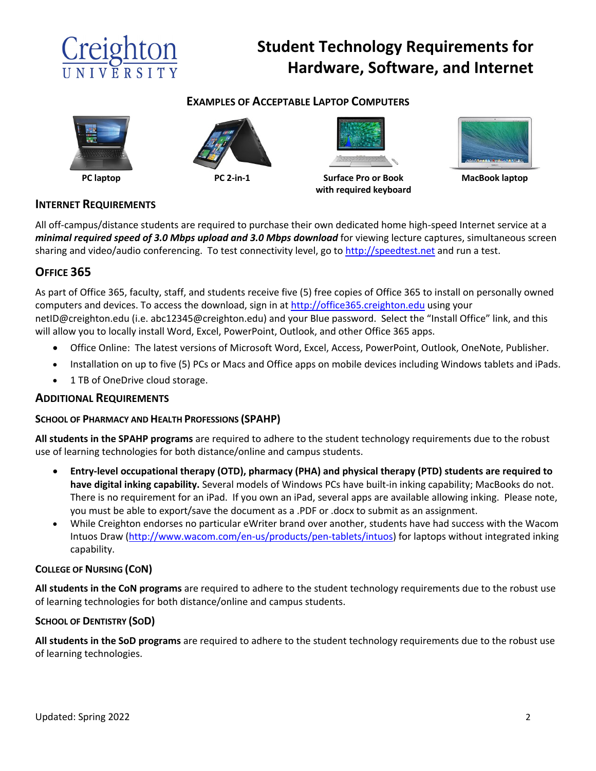# Student Technology Requirements for Hardware, Software, and Internet

### Examples of Acceptable Laptop Computers

**PC laptop**

**PC 2-in-1**

**Surface Pro or Book with required keyboard**

**MacBook laptop**

## Internet Requirements

All off-campus/distance students are required to purchase their own dedicated home high-speed Internet service at a ***minimal required speed of 3.0 Mbps upload and 3.0 Mbps download*** for viewing lecture captures, simultaneous screen sharing and video/audio conferencing. To test connectivity level, go to http://speedtest.net and run a test.

## Office 365

As part of Office 365, faculty, staff, and students receive five (5) free copies of Office 365 to install on personally owned computers and devices. To access the download, sign in at http://office365.creighton.edu using your netID@creighton.edu (i.e. abc12345@creighton.edu) and your Blue password. Select the "Install Office" link, and this will allow you to locally install Word, Excel, PowerPoint, Outlook, and other Office 365 apps.

- Office Online: The latest versions of Microsoft Word, Excel, Access, PowerPoint, Outlook, OneNote, Publisher.
- Installation on up to five (5) PCs or Macs and Office apps on mobile devices including Windows tablets and iPads.
- 1 TB of OneDrive cloud storage.

## Additional Requirements

### School of Pharmacy and Health Professions (SPAHP)

**All students in the SPAHP programs** are required to adhere to the student technology requirements due to the robust use of learning technologies for both distance/online and campus students.

- **Entry-level occupational therapy (OTD), pharmacy (PHA) and physical therapy (PTD) students are required to have digital inking capability.** Several models of Windows PCs have built-in inking capability; MacBooks do not. There is no requirement for an iPad. If you own an iPad, several apps are available allowing inking. Please note, you must be able to export/save the document as a .PDF or .docx to submit as an assignment.
- While Creighton endorses no particular eWriter brand over another, students have had success with the Wacom Intuos Draw (http://www.wacom.com/en-us/products/pen-tablets/intuos) for laptops without integrated inking capability.

### College of Nursing (CoN)

**All students in the CoN programs** are required to adhere to the student technology requirements due to the robust use of learning technologies for both distance/online and campus students.

### School of Dentistry (SoD)

**All students in the SoD programs** are required to adhere to the student technology requirements due to the robust use of learning technologies.

Updated: Spring 2022